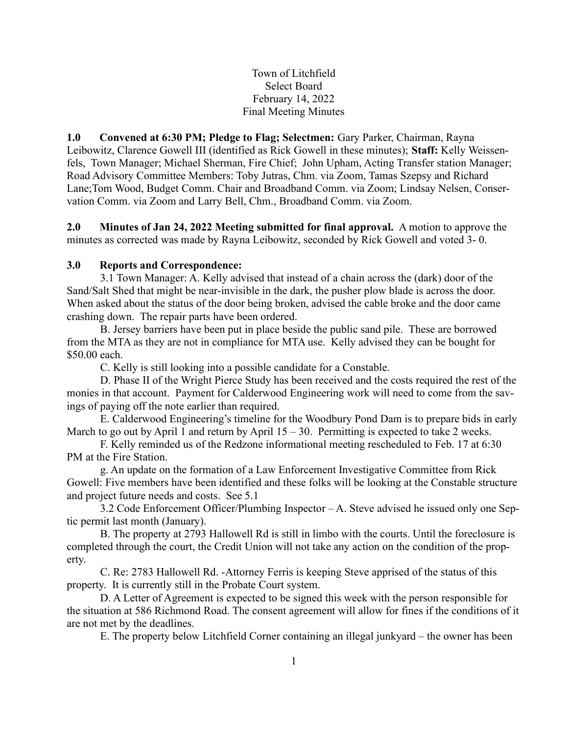Town of Litchfield
Select Board
February 14, 2022
Final Meeting Minutes

**1.0 Convened at 6:30 PM; Pledge to Flag; Selectmen:** Gary Parker, Chairman, Rayna Leibowitz, Clarence Gowell III (identified as Rick Gowell in these minutes); **Staff:** Kelly Weissenfels, Town Manager; Michael Sherman, Fire Chief; John Upham, Acting Transfer station Manager; Road Advisory Committee Members: Toby Jutras, Chm. via Zoom, Tamas Szepsy and Richard Lane;Tom Wood, Budget Comm. Chair and Broadband Comm. via Zoom; Lindsay Nelsen, Conservation Comm. via Zoom and Larry Bell, Chm., Broadband Comm. via Zoom.

**2.0 Minutes of Jan 24, 2022 Meeting submitted for final approval.** A motion to approve the minutes as corrected was made by Rayna Leibowitz, seconded by Rick Gowell and voted 3- 0.

**3.0 Reports and Correspondence:**

3.1 Town Manager: A. Kelly advised that instead of a chain across the (dark) door of the Sand/Salt Shed that might be near-invisible in the dark, the pusher plow blade is across the door. When asked about the status of the door being broken, advised the cable broke and the door came crashing down. The repair parts have been ordered.

B. Jersey barriers have been put in place beside the public sand pile. These are borrowed from the MTA as they are not in compliance for MTA use. Kelly advised they can be bought for \$50.00 each.

C. Kelly is still looking into a possible candidate for a Constable.

D. Phase II of the Wright Pierce Study has been received and the costs required the rest of the monies in that account. Payment for Calderwood Engineering work will need to come from the savings of paying off the note earlier than required.

E. Calderwood Engineering's timeline for the Woodbury Pond Dam is to prepare bids in early March to go out by April 1 and return by April 15 – 30. Permitting is expected to take 2 weeks.

F. Kelly reminded us of the Redzone informational meeting rescheduled to Feb. 17 at 6:30 PM at the Fire Station.

g. An update on the formation of a Law Enforcement Investigative Committee from Rick Gowell: Five members have been identified and these folks will be looking at the Constable structure and project future needs and costs. See 5.1

3.2 Code Enforcement Officer/Plumbing Inspector – A. Steve advised he issued only one Septic permit last month (January).

B. The property at 2793 Hallowell Rd is still in limbo with the courts. Until the foreclosure is completed through the court, the Credit Union will not take any action on the condition of the property.

C. Re: 2783 Hallowell Rd. -Attorney Ferris is keeping Steve apprised of the status of this property. It is currently still in the Probate Court system.

D. A Letter of Agreement is expected to be signed this week with the person responsible for the situation at 586 Richmond Road. The consent agreement will allow for fines if the conditions of it are not met by the deadlines.

E. The property below Litchfield Corner containing an illegal junkyard – the owner has been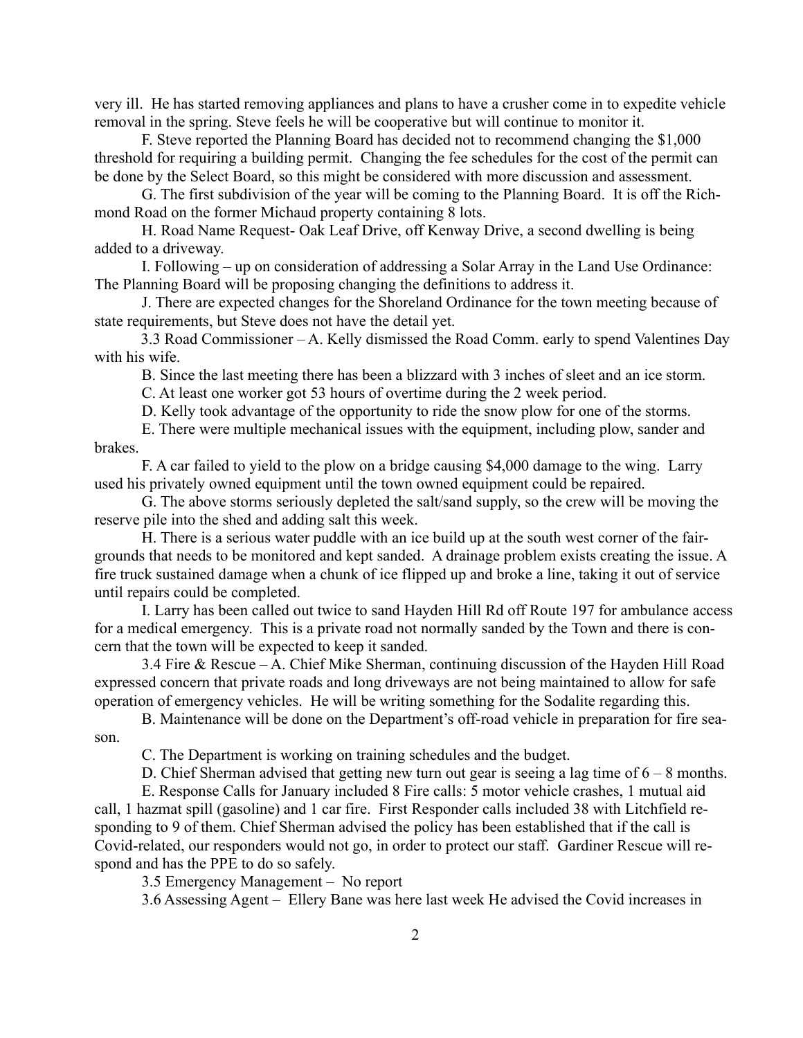very ill. He has started removing appliances and plans to have a crusher come in to expedite vehicle removal in the spring. Steve feels he will be cooperative but will continue to monitor it.

F. Steve reported the Planning Board has decided not to recommend changing the $1,000 threshold for requiring a building permit. Changing the fee schedules for the cost of the permit can be done by the Select Board, so this might be considered with more discussion and assessment.

G. The first subdivision of the year will be coming to the Planning Board. It is off the Richmond Road on the former Michaud property containing 8 lots.

H. Road Name Request- Oak Leaf Drive, off Kenway Drive, a second dwelling is being added to a driveway.

I. Following – up on consideration of addressing a Solar Array in the Land Use Ordinance: The Planning Board will be proposing changing the definitions to address it.

J. There are expected changes for the Shoreland Ordinance for the town meeting because of state requirements, but Steve does not have the detail yet.

3.3 Road Commissioner – A. Kelly dismissed the Road Comm. early to spend Valentines Day with his wife.

B. Since the last meeting there has been a blizzard with 3 inches of sleet and an ice storm.

C. At least one worker got 53 hours of overtime during the 2 week period.

D. Kelly took advantage of the opportunity to ride the snow plow for one of the storms.

E. There were multiple mechanical issues with the equipment, including plow, sander and brakes.

F. A car failed to yield to the plow on a bridge causing $4,000 damage to the wing. Larry used his privately owned equipment until the town owned equipment could be repaired.

G. The above storms seriously depleted the salt/sand supply, so the crew will be moving the reserve pile into the shed and adding salt this week.

H. There is a serious water puddle with an ice build up at the south west corner of the fairgrounds that needs to be monitored and kept sanded. A drainage problem exists creating the issue. A fire truck sustained damage when a chunk of ice flipped up and broke a line, taking it out of service until repairs could be completed.

I. Larry has been called out twice to sand Hayden Hill Rd off Route 197 for ambulance access for a medical emergency. This is a private road not normally sanded by the Town and there is concern that the town will be expected to keep it sanded.

3.4 Fire & Rescue – A. Chief Mike Sherman, continuing discussion of the Hayden Hill Road expressed concern that private roads and long driveways are not being maintained to allow for safe operation of emergency vehicles. He will be writing something for the Sodalite regarding this.

B. Maintenance will be done on the Department's off-road vehicle in preparation for fire season.

C. The Department is working on training schedules and the budget.

D. Chief Sherman advised that getting new turn out gear is seeing a lag time of 6 – 8 months.

E. Response Calls for January included 8 Fire calls: 5 motor vehicle crashes, 1 mutual aid call, 1 hazmat spill (gasoline) and 1 car fire. First Responder calls included 38 with Litchfield responding to 9 of them. Chief Sherman advised the policy has been established that if the call is Covid-related, our responders would not go, in order to protect our staff. Gardiner Rescue will respond and has the PPE to do so safely.

3.5 Emergency Management – No report

3.6 Assessing Agent – Ellery Bane was here last week He advised the Covid increases in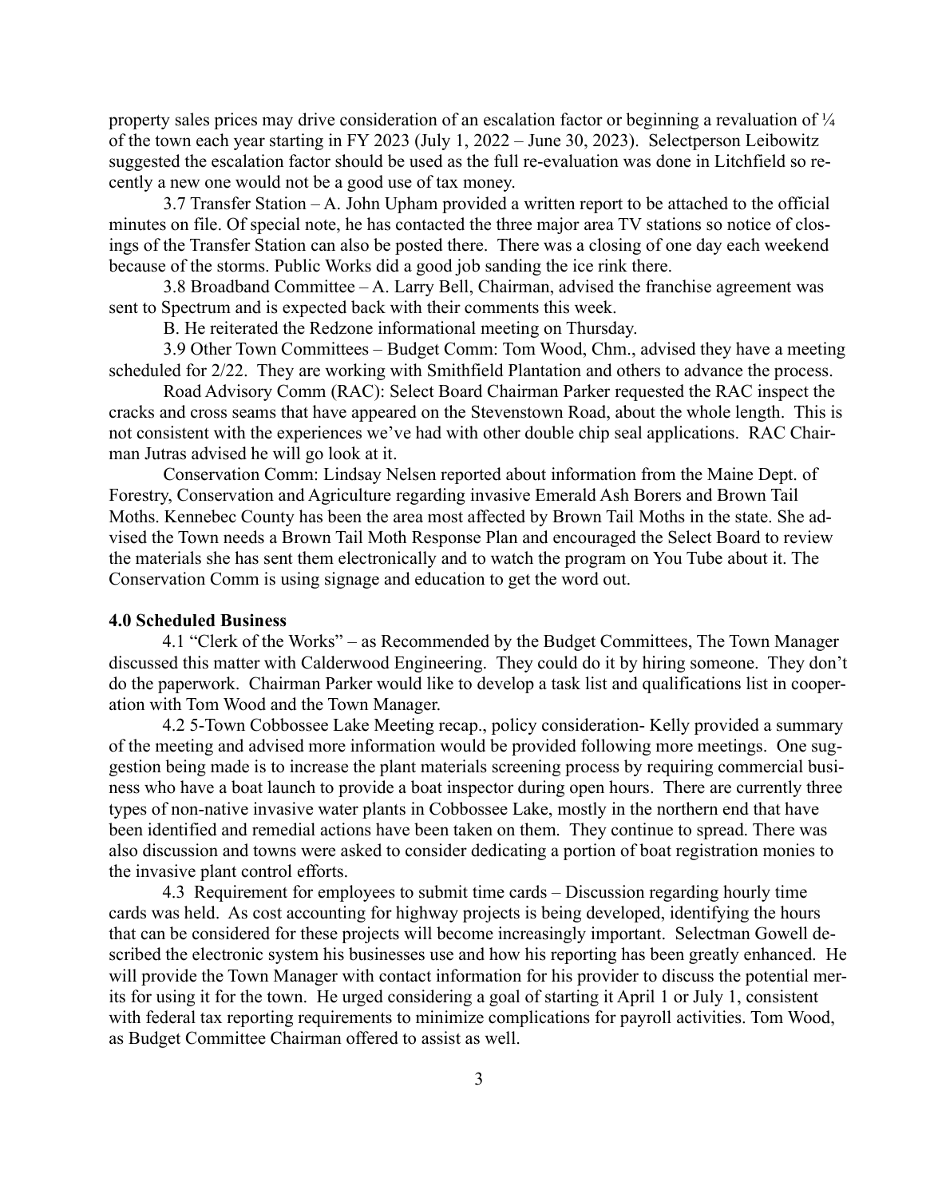property sales prices may drive consideration of an escalation factor or beginning a revaluation of ¼ of the town each year starting in FY 2023 (July 1, 2022 – June 30, 2023). Selectperson Leibowitz suggested the escalation factor should be used as the full re-evaluation was done in Litchfield so recently a new one would not be a good use of tax money.

3.7 Transfer Station – A. John Upham provided a written report to be attached to the official minutes on file. Of special note, he has contacted the three major area TV stations so notice of closings of the Transfer Station can also be posted there. There was a closing of one day each weekend because of the storms. Public Works did a good job sanding the ice rink there.

3.8 Broadband Committee – A. Larry Bell, Chairman, advised the franchise agreement was sent to Spectrum and is expected back with their comments this week.

B. He reiterated the Redzone informational meeting on Thursday.

3.9 Other Town Committees – Budget Comm: Tom Wood, Chm., advised they have a meeting scheduled for 2/22. They are working with Smithfield Plantation and others to advance the process.

Road Advisory Comm (RAC): Select Board Chairman Parker requested the RAC inspect the cracks and cross seams that have appeared on the Stevenstown Road, about the whole length. This is not consistent with the experiences we've had with other double chip seal applications. RAC Chairman Jutras advised he will go look at it.

Conservation Comm: Lindsay Nelsen reported about information from the Maine Dept. of Forestry, Conservation and Agriculture regarding invasive Emerald Ash Borers and Brown Tail Moths. Kennebec County has been the area most affected by Brown Tail Moths in the state. She advised the Town needs a Brown Tail Moth Response Plan and encouraged the Select Board to review the materials she has sent them electronically and to watch the program on You Tube about it. The Conservation Comm is using signage and education to get the word out.

**4.0 Scheduled Business**

4.1 "Clerk of the Works" – as Recommended by the Budget Committees, The Town Manager discussed this matter with Calderwood Engineering. They could do it by hiring someone. They don't do the paperwork. Chairman Parker would like to develop a task list and qualifications list in cooperation with Tom Wood and the Town Manager.

4.2 5-Town Cobbossee Lake Meeting recap., policy consideration- Kelly provided a summary of the meeting and advised more information would be provided following more meetings. One suggestion being made is to increase the plant materials screening process by requiring commercial business who have a boat launch to provide a boat inspector during open hours. There are currently three types of non-native invasive water plants in Cobbossee Lake, mostly in the northern end that have been identified and remedial actions have been taken on them. They continue to spread. There was also discussion and towns were asked to consider dedicating a portion of boat registration monies to the invasive plant control efforts.

4.3 Requirement for employees to submit time cards – Discussion regarding hourly time cards was held. As cost accounting for highway projects is being developed, identifying the hours that can be considered for these projects will become increasingly important. Selectman Gowell described the electronic system his businesses use and how his reporting has been greatly enhanced. He will provide the Town Manager with contact information for his provider to discuss the potential merits for using it for the town. He urged considering a goal of starting it April 1 or July 1, consistent with federal tax reporting requirements to minimize complications for payroll activities. Tom Wood, as Budget Committee Chairman offered to assist as well.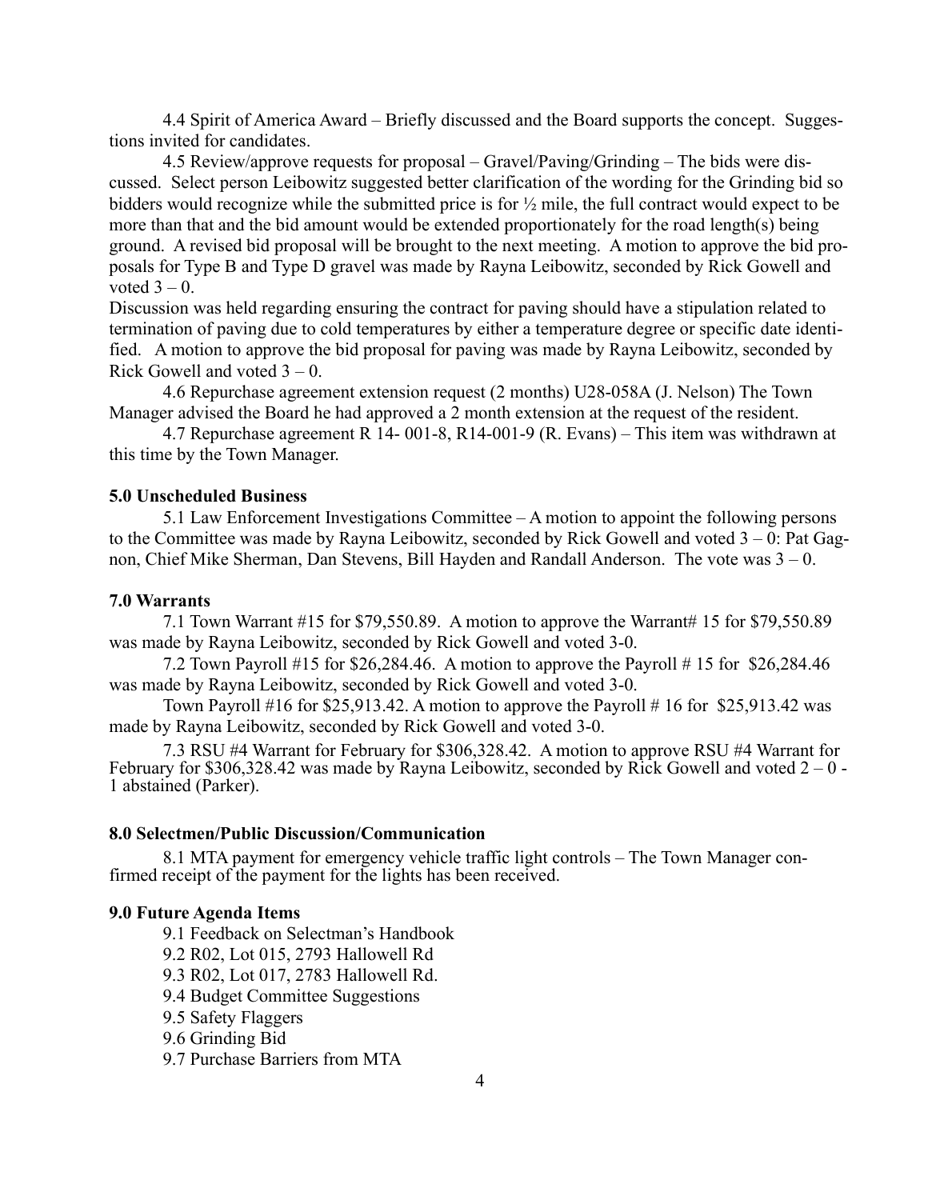4.4 Spirit of America Award – Briefly discussed and the Board supports the concept. Suggestions invited for candidates.

4.5 Review/approve requests for proposal – Gravel/Paving/Grinding – The bids were discussed. Select person Leibowitz suggested better clarification of the wording for the Grinding bid so bidders would recognize while the submitted price is for ½ mile, the full contract would expect to be more than that and the bid amount would be extended proportionately for the road length(s) being ground. A revised bid proposal will be brought to the next meeting. A motion to approve the bid proposals for Type B and Type D gravel was made by Rayna Leibowitz, seconded by Rick Gowell and voted 3 – 0.

Discussion was held regarding ensuring the contract for paving should have a stipulation related to termination of paving due to cold temperatures by either a temperature degree or specific date identified. A motion to approve the bid proposal for paving was made by Rayna Leibowitz, seconded by Rick Gowell and voted 3 – 0.

4.6 Repurchase agreement extension request (2 months) U28-058A (J. Nelson) The Town Manager advised the Board he had approved a 2 month extension at the request of the resident.

4.7 Repurchase agreement R 14- 001-8, R14-001-9 (R. Evans) – This item was withdrawn at this time by the Town Manager.

**5.0 Unscheduled Business**

5.1 Law Enforcement Investigations Committee – A motion to appoint the following persons to the Committee was made by Rayna Leibowitz, seconded by Rick Gowell and voted 3 – 0: Pat Gagnon, Chief Mike Sherman, Dan Stevens, Bill Hayden and Randall Anderson. The vote was 3 – 0.

**7.0 Warrants**

7.1 Town Warrant #15 for $79,550.89. A motion to approve the Warrant# 15 for $79,550.89 was made by Rayna Leibowitz, seconded by Rick Gowell and voted 3-0.

7.2 Town Payroll #15 for $26,284.46. A motion to approve the Payroll # 15 for $26,284.46 was made by Rayna Leibowitz, seconded by Rick Gowell and voted 3-0.

Town Payroll #16 for $25,913.42. A motion to approve the Payroll # 16 for $25,913.42 was made by Rayna Leibowitz, seconded by Rick Gowell and voted 3-0.

7.3 RSU #4 Warrant for February for $306,328.42. A motion to approve RSU #4 Warrant for February for $306,328.42 was made by Rayna Leibowitz, seconded by Rick Gowell and voted 2 – 0 - 1 abstained (Parker).

**8.0 Selectmen/Public Discussion/Communication**

8.1 MTA payment for emergency vehicle traffic light controls – The Town Manager confirmed receipt of the payment for the lights has been received.

**9.0 Future Agenda Items**

9.1 Feedback on Selectman's Handbook
9.2 R02, Lot 015, 2793 Hallowell Rd
9.3 R02, Lot 017, 2783 Hallowell Rd.
9.4 Budget Committee Suggestions
9.5 Safety Flaggers
9.6 Grinding Bid
9.7 Purchase Barriers from MTA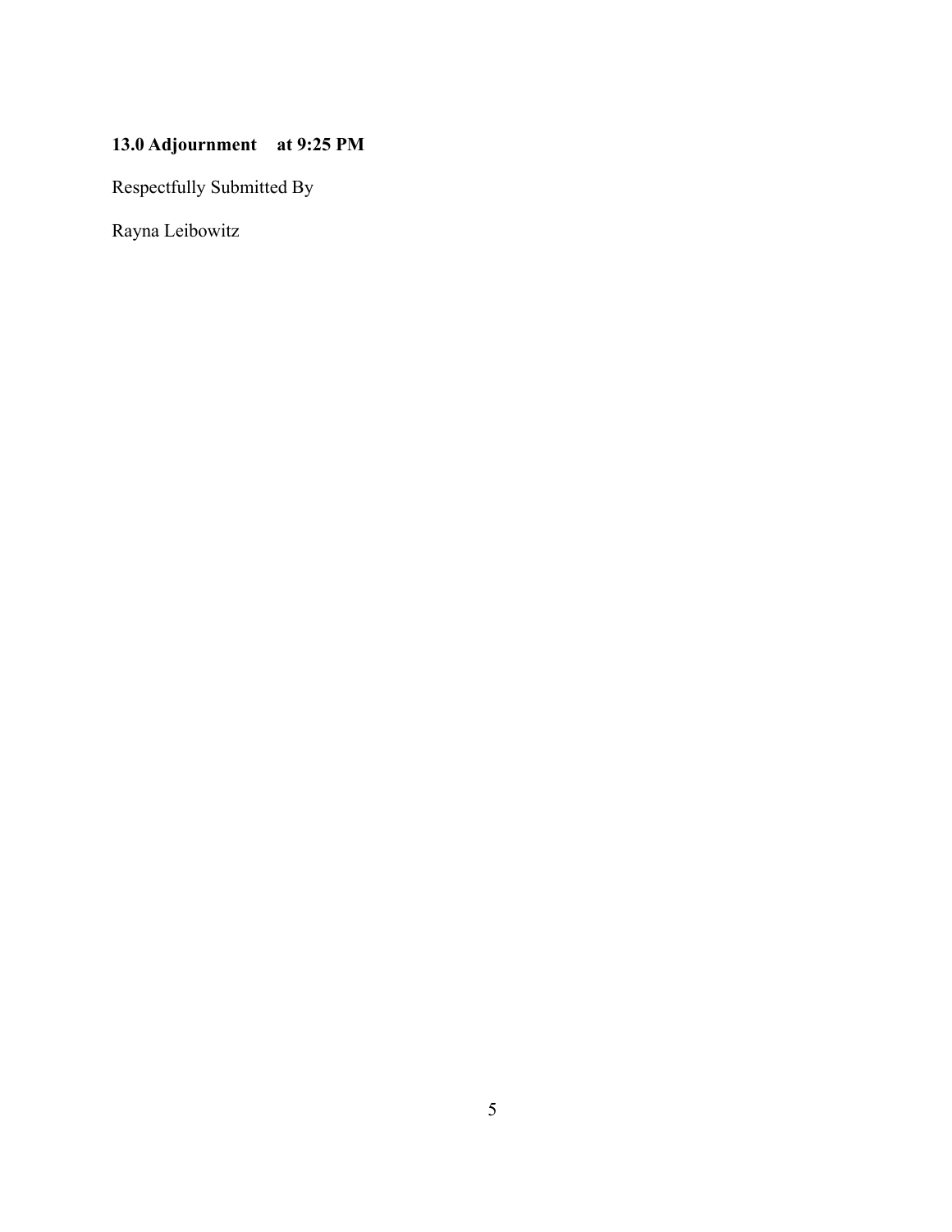**13.0 Adjournment at 9:25 PM**

Respectfully Submitted By

Rayna Leibowitz